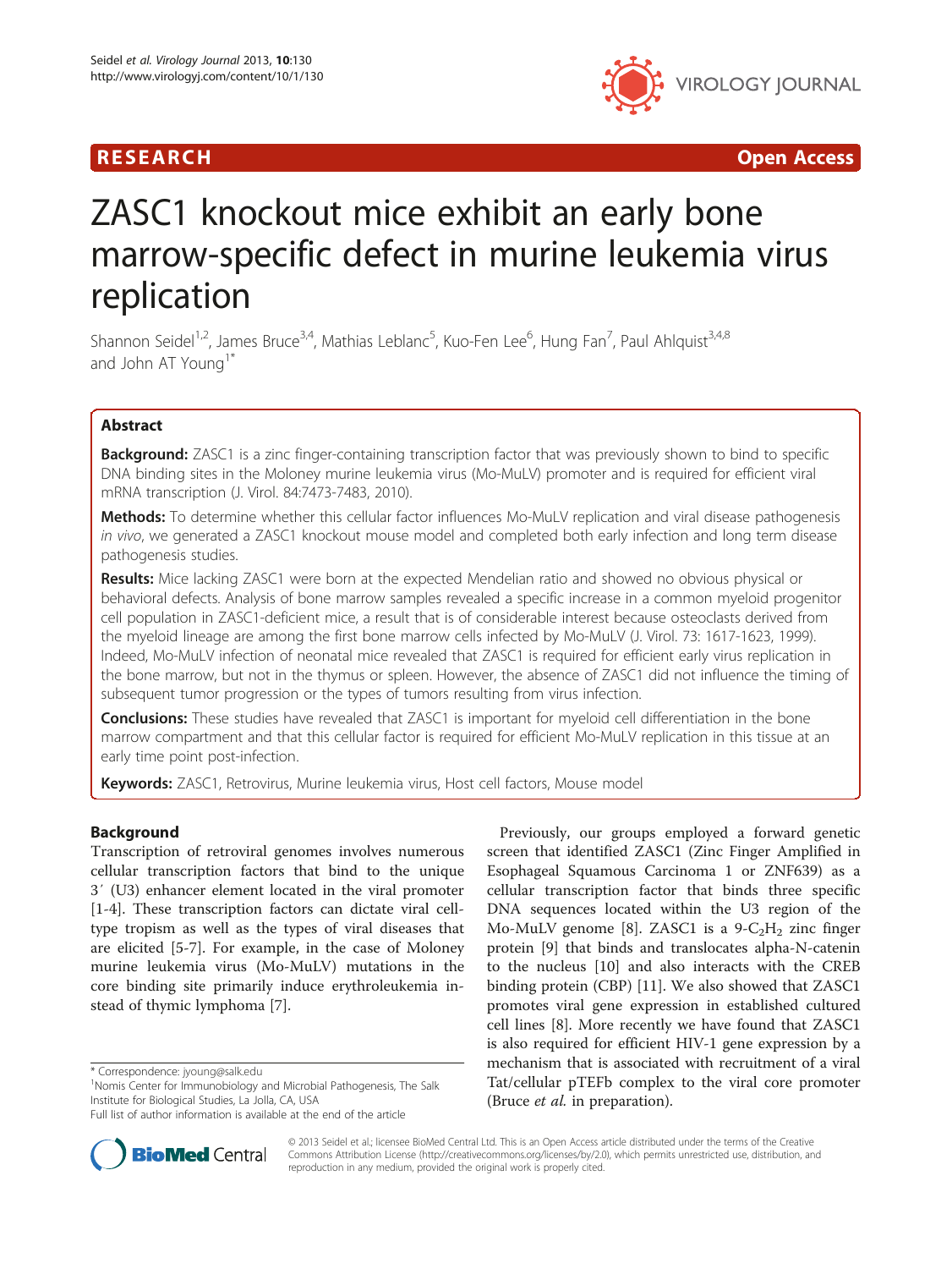RESEARCH Open Access

# ZASC1 knockout mice exhibit an early bone marrow-specific defect in murine leukemia virus replication

Shannon Seidel[1,2], James Bruce[3,4], Mathias Leblanc[5], Kuo-Fen Lee[6], Hung Fan[7], Paul Ahlquist[3,4,8] and John AT Young[1*]

## Abstract

**Background:** ZASC1 is a zinc finger-containing transcription factor that was previously shown to bind to specific DNA binding sites in the Moloney murine leukemia virus (Mo-MuLV) promoter and is required for efficient viral mRNA transcription (J. Virol. 84:7473-7483, 2010).

**Methods:** To determine whether this cellular factor influences Mo-MuLV replication and viral disease pathogenesis *in vivo*, we generated a ZASC1 knockout mouse model and completed both early infection and long term disease pathogenesis studies.

**Results:** Mice lacking ZASC1 were born at the expected Mendelian ratio and showed no obvious physical or behavioral defects. Analysis of bone marrow samples revealed a specific increase in a common myeloid progenitor cell population in ZASC1-deficient mice, a result that is of considerable interest because osteoclasts derived from the myeloid lineage are among the first bone marrow cells infected by Mo-MuLV (J. Virol. 73: 1617-1623, 1999). Indeed, Mo-MuLV infection of neonatal mice revealed that ZASC1 is required for efficient early virus replication in the bone marrow, but not in the thymus or spleen. However, the absence of ZASC1 did not influence the timing of subsequent tumor progression or the types of tumors resulting from virus infection.

**Conclusions:** These studies have revealed that ZASC1 is important for myeloid cell differentiation in the bone marrow compartment and that this cellular factor is required for efficient Mo-MuLV replication in this tissue at an early time point post-infection.

**Keywords:** ZASC1, Retrovirus, Murine leukemia virus, Host cell factors, Mouse model

## Background

Transcription of retroviral genomes involves numerous cellular transcription factors that bind to the unique 3′ (U3) enhancer element located in the viral promoter [1-4]. These transcription factors can dictate viral cell-type tropism as well as the types of viral diseases that are elicited [5-7]. For example, in the case of Moloney murine leukemia virus (Mo-MuLV) mutations in the core binding site primarily induce erythroleukemia instead of thymic lymphoma [7].

Previously, our groups employed a forward genetic screen that identified ZASC1 (Zinc Finger Amplified in Esophageal Squamous Carcinoma 1 or ZNF639) as a cellular transcription factor that binds three specific DNA sequences located within the U3 region of the Mo-MuLV genome [8]. ZASC1 is a 9-$C_2H_2$ zinc finger protein [9] that binds and translocates alpha-N-catenin to the nucleus [10] and also interacts with the CREB binding protein (CBP) [11]. We also showed that ZASC1 promotes viral gene expression in established cultured cell lines [8]. More recently we have found that ZASC1 is also required for efficient HIV-1 gene expression by a mechanism that is associated with recruitment of a viral Tat/cellular pTEFb complex to the viral core promoter (Bruce *et al.* in preparation).

\* Correspondence: jyoung@salk.edu
[1]Nomis Center for Immunobiology and Microbial Pathogenesis, The Salk Institute for Biological Studies, La Jolla, CA, USA
Full list of author information is available at the end of the article

© 2013 Seidel et al.; licensee BioMed Central Ltd. This is an Open Access article distributed under the terms of the Creative Commons Attribution License (http://creativecommons.org/licenses/by/2.0), which permits unrestricted use, distribution, and reproduction in any medium, provided the original work is properly cited.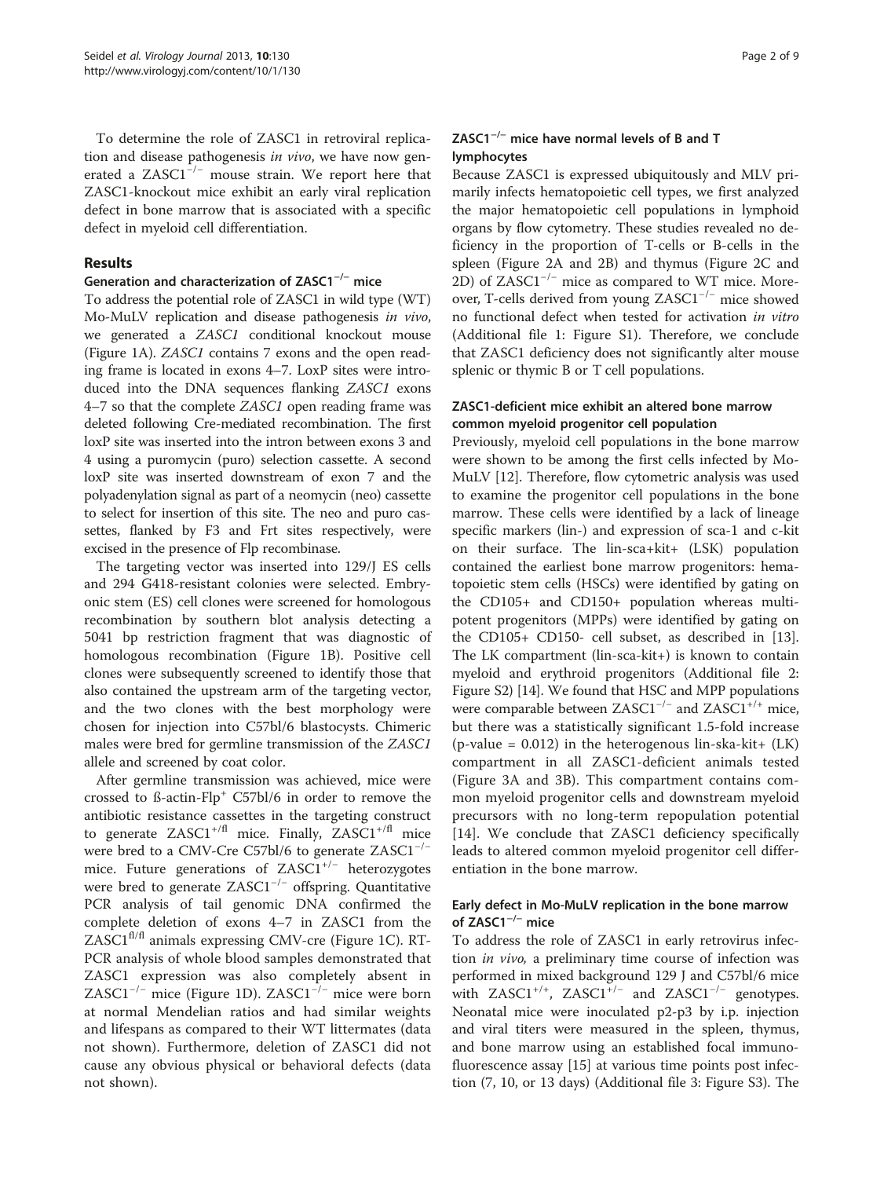To determine the role of ZASC1 in retroviral replication and disease pathogenesis *in vivo*, we have now generated a ZASC1$^{-/-}$ mouse strain. We report here that ZASC1-knockout mice exhibit an early viral replication defect in bone marrow that is associated with a specific defect in myeloid cell differentiation.

## Results

### Generation and characterization of ZASC1$^{-/-}$ mice

To address the potential role of ZASC1 in wild type (WT) Mo-MuLV replication and disease pathogenesis *in vivo*, we generated a *ZASC1* conditional knockout mouse (Figure 1A). *ZASC1* contains 7 exons and the open reading frame is located in exons 4–7. LoxP sites were introduced into the DNA sequences flanking *ZASC1* exons 4–7 so that the complete *ZASC1* open reading frame was deleted following Cre-mediated recombination. The first loxP site was inserted into the intron between exons 3 and 4 using a puromycin (puro) selection cassette. A second loxP site was inserted downstream of exon 7 and the polyadenylation signal as part of a neomycin (neo) cassette to select for insertion of this site. The neo and puro cassettes, flanked by F3 and Frt sites respectively, were excised in the presence of Flp recombinase.

The targeting vector was inserted into 129/J ES cells and 294 G418-resistant colonies were selected. Embryonic stem (ES) cell clones were screened for homologous recombination by southern blot analysis detecting a 5041 bp restriction fragment that was diagnostic of homologous recombination (Figure 1B). Positive cell clones were subsequently screened to identify those that also contained the upstream arm of the targeting vector, and the two clones with the best morphology were chosen for injection into C57bl/6 blastocysts. Chimeric males were bred for germline transmission of the *ZASC1* allele and screened by coat color.

After germline transmission was achieved, mice were crossed to ß-actin-Flp$^{+}$ C57bl/6 in order to remove the antibiotic resistance cassettes in the targeting construct to generate ZASC1$^{+/fl}$ mice. Finally, ZASC1$^{+/fl}$ mice were bred to a CMV-Cre C57bl/6 to generate ZASC1$^{-/-}$ mice. Future generations of ZASC1$^{+/-}$ heterozygotes were bred to generate ZASC1$^{-/-}$ offspring. Quantitative PCR analysis of tail genomic DNA confirmed the complete deletion of exons 4–7 in ZASC1 from the ZASC1$^{fl/fl}$ animals expressing CMV-cre (Figure 1C). RT-PCR analysis of whole blood samples demonstrated that ZASC1 expression was also completely absent in ZASC1$^{-/-}$ mice (Figure 1D). ZASC1$^{-/-}$ mice were born at normal Mendelian ratios and had similar weights and lifespans as compared to their WT littermates (data not shown). Furthermore, deletion of ZASC1 did not cause any obvious physical or behavioral defects (data not shown).

### ZASC1$^{-/-}$ mice have normal levels of B and T lymphocytes

Because ZASC1 is expressed ubiquitously and MLV primarily infects hematopoietic cell types, we first analyzed the major hematopoietic cell populations in lymphoid organs by flow cytometry. These studies revealed no deficiency in the proportion of T-cells or B-cells in the spleen (Figure 2A and 2B) and thymus (Figure 2C and 2D) of ZASC1$^{-/-}$ mice as compared to WT mice. Moreover, T-cells derived from young ZASC1$^{-/-}$ mice showed no functional defect when tested for activation *in vitro* (Additional file 1: Figure S1). Therefore, we conclude that ZASC1 deficiency does not significantly alter mouse splenic or thymic B or T cell populations.

### ZASC1-deficient mice exhibit an altered bone marrow common myeloid progenitor cell population

Previously, myeloid cell populations in the bone marrow were shown to be among the first cells infected by Mo-MuLV [12]. Therefore, flow cytometric analysis was used to examine the progenitor cell populations in the bone marrow. These cells were identified by a lack of lineage specific markers (lin-) and expression of sca-1 and c-kit on their surface. The lin-sca+kit+ (LSK) population contained the earliest bone marrow progenitors: hematopoietic stem cells (HSCs) were identified by gating on the CD105+ and CD150+ population whereas multipotent progenitors (MPPs) were identified by gating on the CD105+ CD150- cell subset, as described in [13]. The LK compartment (lin-sca-kit+) is known to contain myeloid and erythroid progenitors (Additional file 2: Figure S2) [14]. We found that HSC and MPP populations were comparable between ZASC1$^{-/-}$ and ZASC1$^{+/+}$ mice, but there was a statistically significant 1.5-fold increase (p-value = 0.012) in the heterogenous lin-ska-kit+ (LK) compartment in all ZASC1-deficient animals tested (Figure 3A and 3B). This compartment contains common myeloid progenitor cells and downstream myeloid precursors with no long-term repopulation potential [14]. We conclude that ZASC1 deficiency specifically leads to altered common myeloid progenitor cell differentiation in the bone marrow.

### Early defect in Mo-MuLV replication in the bone marrow of ZASC1$^{-/-}$ mice

To address the role of ZASC1 in early retrovirus infection *in vivo*, a preliminary time course of infection was performed in mixed background 129 J and C57bl/6 mice with ZASC1$^{+/+}$, ZASC1$^{+/-}$ and ZASC1$^{-/-}$ genotypes. Neonatal mice were inoculated p2-p3 by i.p. injection and viral titers were measured in the spleen, thymus, and bone marrow using an established focal immunofluorescence assay [15] at various time points post infection (7, 10, or 13 days) (Additional file 3: Figure S3). The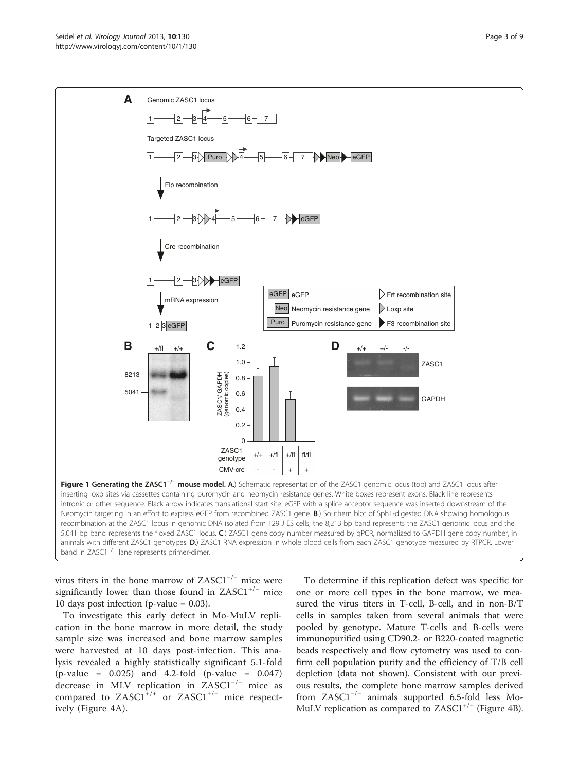**Figure 1 Generating the ZASC1$^{-/-}$ mouse model. A**.) Schematic representation of the ZASC1 genomic locus (top) and ZASC1 locus after inserting loxp sites via cassettes containing puromycin and neomycin resistance genes. White boxes represent exons. Black line represents intronic or other sequence. Black arrow indicates translational start site. eGFP with a splice acceptor sequence was inserted downstream of the Neomycin targeting in an effort to express eGFP from recombined ZASC1 gene. **B**.) Southern blot of Sph1-digested DNA showing homologous recombination at the ZASC1 locus in genomic DNA isolated from 129 J ES cells; the 8,213 bp band represents the ZASC1 genomic locus and the 5,041 bp band represents the floxed ZASC1 locus. **C**.) ZASC1 gene copy number measured by qPCR, normalized to GAPDH gene copy number, in animals with different ZASC1 genotypes. **D**.) ZASC1 RNA expression in whole blood cells from each ZASC1 genotype measured by RTPCR. Lower band in ZASC1$^{-/-}$ lane represents primer-dimer.

virus titers in the bone marrow of ZASC1$^{-/-}$ mice were significantly lower than those found in ZASC1$^{+/-}$ mice 10 days post infection (p-value = 0.03).

To investigate this early defect in Mo-MuLV replication in the bone marrow in more detail, the study sample size was increased and bone marrow samples were harvested at 10 days post-infection. This analysis revealed a highly statistically significant 5.1-fold (p-value = 0.025) and 4.2-fold (p-value = 0.047) decrease in MLV replication in ZASC1$^{-/-}$ mice as compared to ZASC1$^{+/+}$ or ZASC1$^{+/-}$ mice respectively (Figure 4A).

To determine if this replication defect was specific for one or more cell types in the bone marrow, we measured the virus titers in T-cell, B-cell, and in non-B/T cells in samples taken from several animals that were pooled by genotype. Mature T-cells and B-cells were immunopurified using CD90.2- or B220-coated magnetic beads respectively and flow cytometry was used to confirm cell population purity and the efficiency of T/B cell depletion (data not shown). Consistent with our previous results, the complete bone marrow samples derived from ZASC1$^{-/-}$ animals supported 6.5-fold less Mo-MuLV replication as compared to ZASC1$^{+/+}$ (Figure 4B).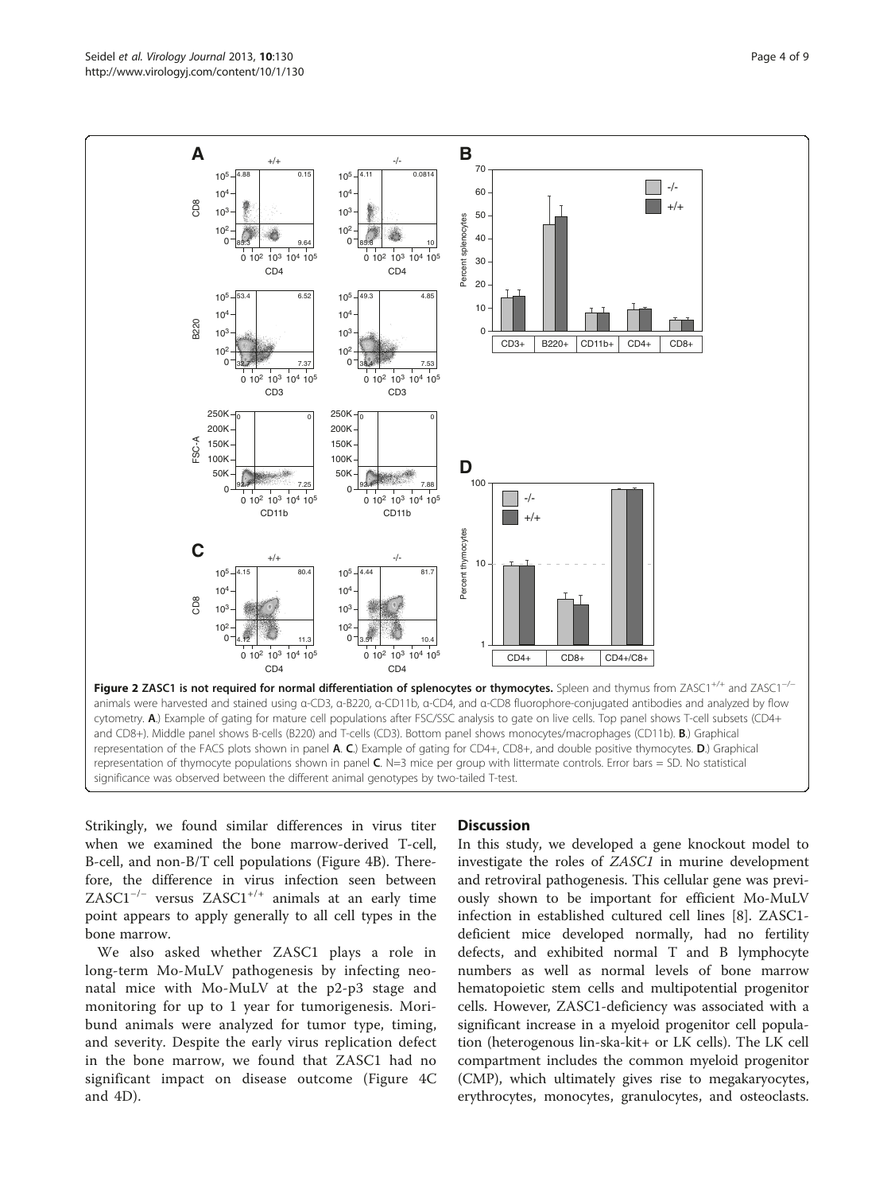**Figure 2 ZASC1 is not required for normal differentiation of splenocytes or thymocytes.** Spleen and thymus from ZASC1$^{+/+}$ and ZASC1$^{-/-}$ animals were harvested and stained using α-CD3, α-B220, α-CD11b, α-CD4, and α-CD8 fluorophore-conjugated antibodies and analyzed by flow cytometry. **A**.) Example of gating for mature cell populations after FSC/SSC analysis to gate on live cells. Top panel shows T-cell subsets (CD4+ and CD8+). Middle panel shows B-cells (B220) and T-cells (CD3). Bottom panel shows monocytes/macrophages (CD11b). **B**.) Graphical representation of the FACS plots shown in panel **A**. **C**.) Example of gating for CD4+, CD8+, and double positive thymocytes. **D**.) Graphical representation of thymocyte populations shown in panel **C**. N=3 mice per group with littermate controls. Error bars = SD. No statistical significance was observed between the different animal genotypes by two-tailed T-test.

Strikingly, we found similar differences in virus titer when we examined the bone marrow-derived T-cell, B-cell, and non-B/T cell populations (Figure 4B). Therefore, the difference in virus infection seen between ZASC1$^{-/-}$ versus ZASC1$^{+/+}$ animals at an early time point appears to apply generally to all cell types in the bone marrow.

We also asked whether ZASC1 plays a role in long-term Mo-MuLV pathogenesis by infecting neonatal mice with Mo-MuLV at the p2-p3 stage and monitoring for up to 1 year for tumorigenesis. Moribund animals were analyzed for tumor type, timing, and severity. Despite the early virus replication defect in the bone marrow, we found that ZASC1 had no significant impact on disease outcome (Figure 4C and 4D).

## Discussion

In this study, we developed a gene knockout model to investigate the roles of *ZASC1* in murine development and retroviral pathogenesis. This cellular gene was previously shown to be important for efficient Mo-MuLV infection in established cultured cell lines [8]. ZASC1-deficient mice developed normally, had no fertility defects, and exhibited normal T and B lymphocyte numbers as well as normal levels of bone marrow hematopoietic stem cells and multipotential progenitor cells. However, ZASC1-deficiency was associated with a significant increase in a myeloid progenitor cell population (heterogenous lin-ska-kit+ or LK cells). The LK cell compartment includes the common myeloid progenitor (CMP), which ultimately gives rise to megakaryocytes, erythrocytes, monocytes, granulocytes, and osteoclasts.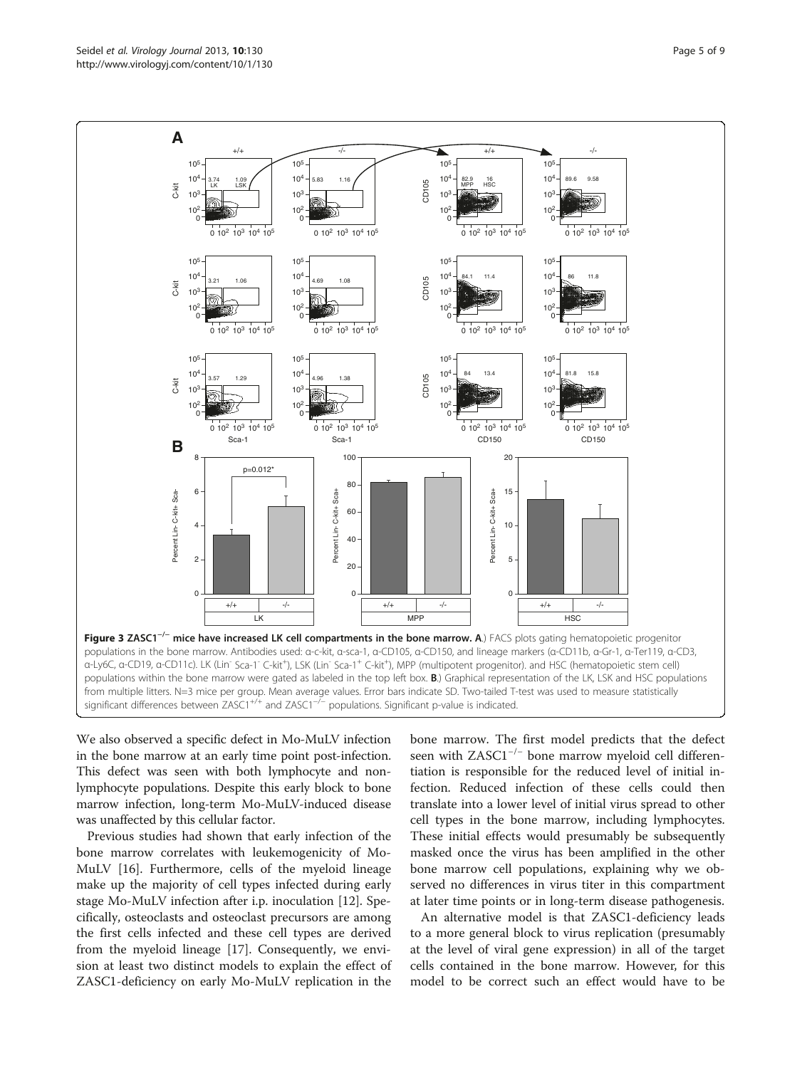**Figure 3 ZASC1$^{-/-}$ mice have increased LK cell compartments in the bone marrow. A**.) FACS plots gating hematopoietic progenitor populations in the bone marrow. Antibodies used: α-c-kit, α-sca-1, α-CD105, α-CD150, and lineage markers (α-CD11b, α-Gr-1, α-Ter119, α-CD3, α-Ly6C, α-CD19, α-CD11c). LK (Lin$^-$ Sca-1$^-$ C-kit$^+$), LSK (Lin$^-$ Sca-1$^+$ C-kit$^+$), MPP (multipotent progenitor). and HSC (hematopoietic stem cell) populations within the bone marrow were gated as labeled in the top left box. **B**.) Graphical representation of the LK, LSK and HSC populations from multiple litters. N=3 mice per group. Mean average values. Error bars indicate SD. Two-tailed T-test was used to measure statistically significant differences between ZASC1$^{+/+}$ and ZASC1$^{-/-}$ populations. Significant p-value is indicated.

We also observed a specific defect in Mo-MuLV infection in the bone marrow at an early time point post-infection. This defect was seen with both lymphocyte and non-lymphocyte populations. Despite this early block to bone marrow infection, long-term Mo-MuLV-induced disease was unaffected by this cellular factor.

Previous studies had shown that early infection of the bone marrow correlates with leukemogenicity of Mo-MuLV [16]. Furthermore, cells of the myeloid lineage make up the majority of cell types infected during early stage Mo-MuLV infection after i.p. inoculation [12]. Specifically, osteoclasts and osteoclast precursors are among the first cells infected and these cell types are derived from the myeloid lineage [17]. Consequently, we envision at least two distinct models to explain the effect of ZASC1-deficiency on early Mo-MuLV replication in the bone marrow. The first model predicts that the defect seen with ZASC1$^{-/-}$ bone marrow myeloid cell differentiation is responsible for the reduced level of initial infection. Reduced infection of these cells could then translate into a lower level of initial virus spread to other cell types in the bone marrow, including lymphocytes. These initial effects would presumably be subsequently masked once the virus has been amplified in the other bone marrow cell populations, explaining why we observed no differences in virus titer in this compartment at later time points or in long-term disease pathogenesis.

An alternative model is that ZASC1-deficiency leads to a more general block to virus replication (presumably at the level of viral gene expression) in all of the target cells contained in the bone marrow. However, for this model to be correct such an effect would have to be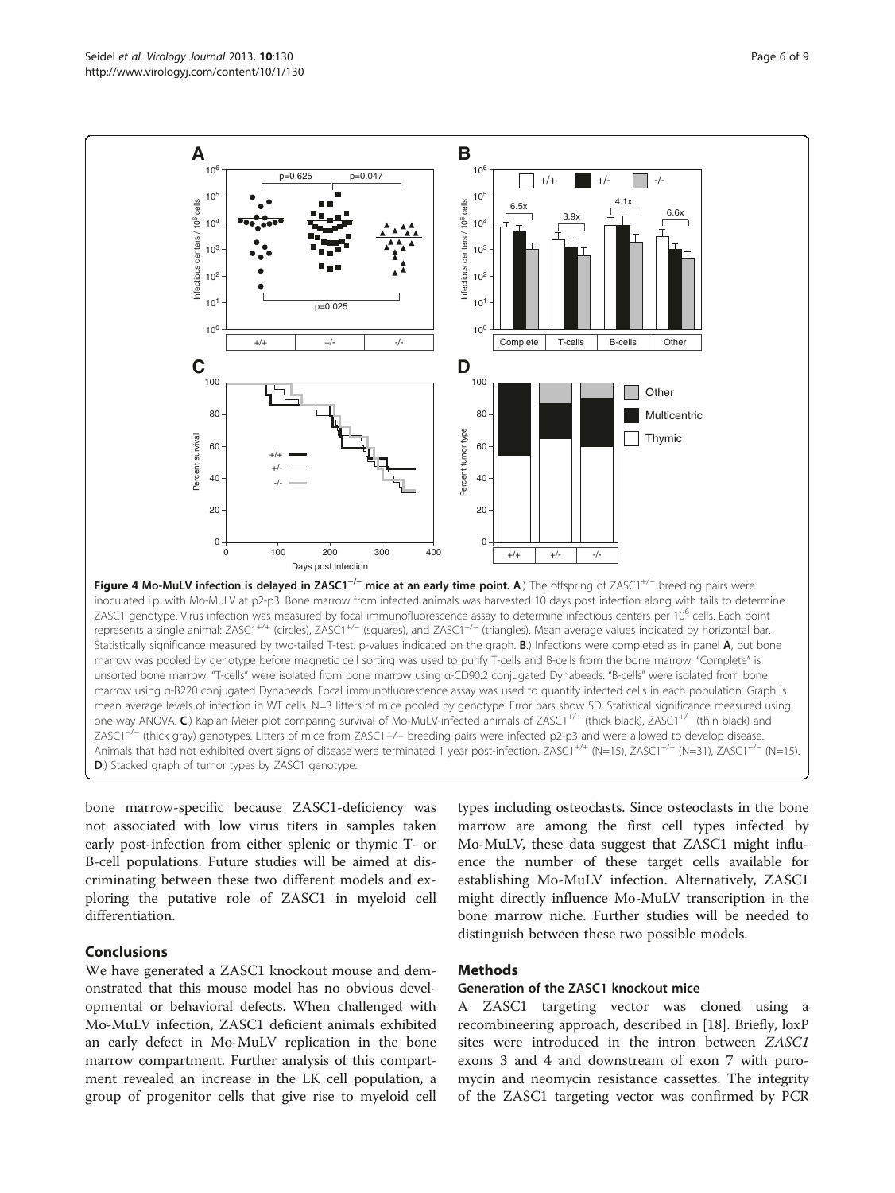**Figure 4 Mo-MuLV infection is delayed in ZASC1$^{-/-}$ mice at an early time point. A**.) The offspring of ZASC1$^{+/-}$ breeding pairs were inoculated i.p. with Mo-MuLV at p2-p3. Bone marrow from infected animals was harvested 10 days post infection along with tails to determine ZASC1 genotype. Virus infection was measured by focal immunofluorescence assay to determine infectious centers per $10^6$ cells. Each point represents a single animal: ZASC1$^{+/+}$ (circles), ZASC1$^{+/-}$ (squares), and ZASC1$^{-/-}$ (triangles). Mean average values indicated by horizontal bar. Statistically significance measured by two-tailed T-test. p-values indicated on the graph. **B**.) Infections were completed as in panel **A**, but bone marrow was pooled by genotype before magnetic cell sorting was used to purify T-cells and B-cells from the bone marrow. "Complete" is unsorted bone marrow. "T-cells" were isolated from bone marrow using α-CD90.2 conjugated Dynabeads. "B-cells" were isolated from bone marrow using α-B220 conjugated Dynabeads. Focal immunofluorescence assay was used to quantify infected cells in each population. Graph is mean average levels of infection in WT cells. N=3 litters of mice pooled by genotype. Error bars show SD. Statistical significance measured using one-way ANOVA. **C**.) Kaplan-Meier plot comparing survival of Mo-MuLV-infected animals of ZASC1$^{+/+}$ (thick black), ZASC1$^{+/-}$ (thin black) and ZASC1$^{-/-}$ (thick gray) genotypes. Litters of mice from ZASC1+/− breeding pairs were infected p2-p3 and were allowed to develop disease. Animals that had not exhibited overt signs of disease were terminated 1 year post-infection. ZASC1$^{+/+}$ (N=15), ZASC1$^{+/-}$ (N=31), ZASC1$^{-/-}$ (N=15). **D**.) Stacked graph of tumor types by ZASC1 genotype.

bone marrow-specific because ZASC1-deficiency was not associated with low virus titers in samples taken early post-infection from either splenic or thymic T- or B-cell populations. Future studies will be aimed at discriminating between these two different models and exploring the putative role of ZASC1 in myeloid cell differentiation.

## Conclusions

We have generated a ZASC1 knockout mouse and demonstrated that this mouse model has no obvious developmental or behavioral defects. When challenged with Mo-MuLV infection, ZASC1 deficient animals exhibited an early defect in Mo-MuLV replication in the bone marrow compartment. Further analysis of this compartment revealed an increase in the LK cell population, a group of progenitor cells that give rise to myeloid cell types including osteoclasts. Since osteoclasts in the bone marrow are among the first cell types infected by Mo-MuLV, these data suggest that ZASC1 might influence the number of these target cells available for establishing Mo-MuLV infection. Alternatively, ZASC1 might directly influence Mo-MuLV transcription in the bone marrow niche. Further studies will be needed to distinguish between these two possible models.

## Methods

### Generation of the ZASC1 knockout mice

A ZASC1 targeting vector was cloned using a recombineering approach, described in [18]. Briefly, loxP sites were introduced in the intron between *ZASC1* exons 3 and 4 and downstream of exon 7 with puromycin and neomycin resistance cassettes. The integrity of the ZASC1 targeting vector was confirmed by PCR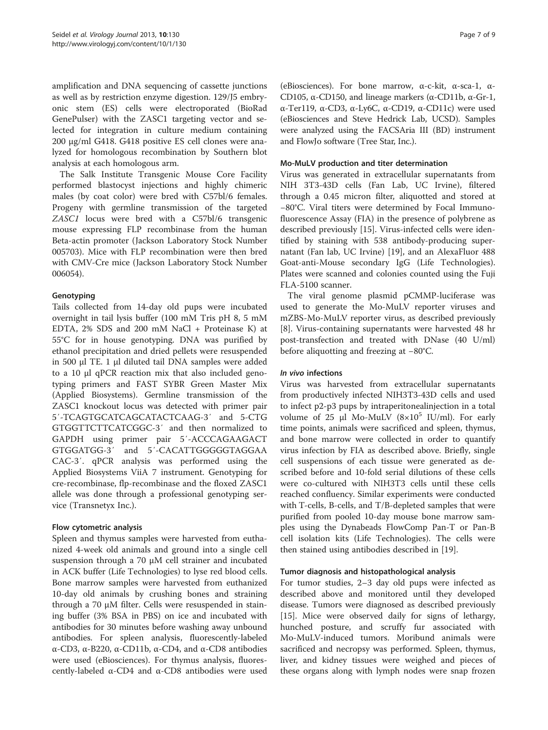amplification and DNA sequencing of cassette junctions as well as by restriction enzyme digestion. 129/J5 embryonic stem (ES) cells were electroporated (BioRad GenePulser) with the ZASC1 targeting vector and selected for integration in culture medium containing 200 μg/ml G418. G418 positive ES cell clones were analyzed for homologous recombination by Southern blot analysis at each homologous arm.

The Salk Institute Transgenic Mouse Core Facility performed blastocyst injections and highly chimeric males (by coat color) were bred with C57bl/6 females. Progeny with germline transmission of the targeted *ZASC1* locus were bred with a C57bl/6 transgenic mouse expressing FLP recombinase from the human Beta-actin promoter (Jackson Laboratory Stock Number 005703). Mice with FLP recombination were then bred with CMV-Cre mice (Jackson Laboratory Stock Number 006054).

### Genotyping

Tails collected from 14-day old pups were incubated overnight in tail lysis buffer (100 mM Tris pH 8, 5 mM EDTA, 2% SDS and 200 mM NaCl + Proteinase K) at 55°C for in house genotyping. DNA was purified by ethanol precipitation and dried pellets were resuspended in 500 μl TE. 1 μl diluted tail DNA samples were added to a 10 μl qPCR reaction mix that also included genotyping primers and FAST SYBR Green Master Mix (Applied Biosystems). Germline transmission of the ZASC1 knockout locus was detected with primer pair 5′-TCAGTGCATCAGCATACTCAAG-3′ and 5-CTG GTGGTTCTTCATCGGC-3′ and then normalized to GAPDH using primer pair 5′-ACCCAGAAGACT GTGGATGG-3′ and 5′-CACATTGGGGGTAGGAA CAC-3′. qPCR analysis was performed using the Applied Biosystems ViiA 7 instrument. Genotyping for cre-recombinase, flp-recombinase and the floxed ZASC1 allele was done through a professional genotyping service (Transnetyx Inc.).

### Flow cytometric analysis

Spleen and thymus samples were harvested from euthanized 4-week old animals and ground into a single cell suspension through a 70 μM cell strainer and incubated in ACK buffer (Life Technologies) to lyse red blood cells. Bone marrow samples were harvested from euthanized 10-day old animals by crushing bones and straining through a 70 μM filter. Cells were resuspended in staining buffer (3% BSA in PBS) on ice and incubated with antibodies for 30 minutes before washing away unbound antibodies. For spleen analysis, fluorescently-labeled α-CD3, α-B220, α-CD11b, α-CD4, and α-CD8 antibodies were used (eBiosciences). For thymus analysis, fluorescently-labeled α-CD4 and α-CD8 antibodies were used (eBiosciences). For bone marrow, α-c-kit, α-sca-1, α-CD105, α-CD150, and lineage markers (α-CD11b, α-Gr-1, α-Ter119, α-CD3, α-Ly6C, α-CD19, α-CD11c) were used (eBiosciences and Steve Hedrick Lab, UCSD). Samples were analyzed using the FACSAria III (BD) instrument and FlowJo software (Tree Star, Inc.).

### Mo-MuLV production and titer determination

Virus was generated in extracellular supernatants from NIH 3T3-43D cells (Fan Lab, UC Irvine), filtered through a 0.45 micron filter, aliquotted and stored at −80°C. Viral titers were determined by Focal Immunofluorescence Assay (FIA) in the presence of polybrene as described previously [15]. Virus-infected cells were identified by staining with 538 antibody-producing supernatant (Fan lab, UC Irvine) [19], and an AlexaFluor 488 Goat-anti-Mouse secondary IgG (Life Technologies). Plates were scanned and colonies counted using the Fuji FLA-5100 scanner.

The viral genome plasmid pCMMP-luciferase was used to generate the Mo-MuLV reporter viruses and mZBS-Mo-MuLV reporter virus, as described previously [8]. Virus-containing supernatants were harvested 48 hr post-transfection and treated with DNase (40 U/ml) before aliquotting and freezing at −80°C.

### *In vivo* infections

Virus was harvested from extracellular supernatants from productively infected NIH3T3-43D cells and used to infect p2-p3 pups by intraperitonealinjection in a total volume of 25 μl Mo-MuLV ($8 \times 10^5$ IU/ml). For early time points, animals were sacrificed and spleen, thymus, and bone marrow were collected in order to quantify virus infection by FIA as described above. Briefly, single cell suspensions of each tissue were generated as described before and 10-fold serial dilutions of these cells were co-cultured with NIH3T3 cells until these cells reached confluency. Similar experiments were conducted with T-cells, B-cells, and T/B-depleted samples that were purified from pooled 10-day mouse bone marrow samples using the Dynabeads FlowComp Pan-T or Pan-B cell isolation kits (Life Technologies). The cells were then stained using antibodies described in [19].

### Tumor diagnosis and histopathological analysis

For tumor studies, 2–3 day old pups were infected as described above and monitored until they developed disease. Tumors were diagnosed as described previously [15]. Mice were observed daily for signs of lethargy, hunched posture, and scruffy fur associated with Mo-MuLV-induced tumors. Moribund animals were sacrificed and necropsy was performed. Spleen, thymus, liver, and kidney tissues were weighed and pieces of these organs along with lymph nodes were snap frozen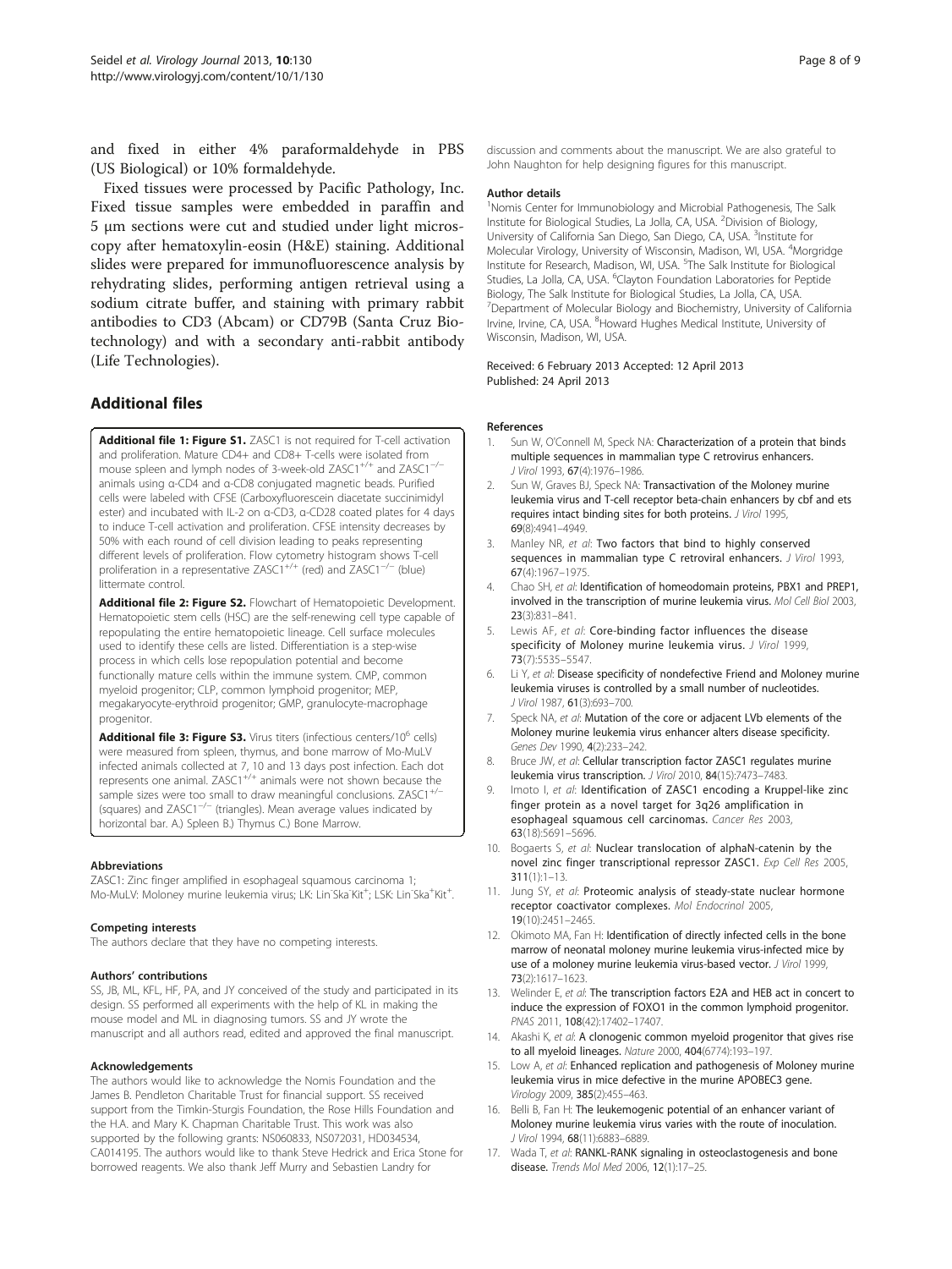and fixed in either 4% paraformaldehyde in PBS (US Biological) or 10% formaldehyde.

Fixed tissues were processed by Pacific Pathology, Inc. Fixed tissue samples were embedded in paraffin and 5 μm sections were cut and studied under light microscopy after hematoxylin-eosin (H&E) staining. Additional slides were prepared for immunofluorescence analysis by rehydrating slides, performing antigen retrieval using a sodium citrate buffer, and staining with primary rabbit antibodies to CD3 (Abcam) or CD79B (Santa Cruz Biotechnology) and with a secondary anti-rabbit antibody (Life Technologies).

## Additional files

**Additional file 1: Figure S1.** ZASC1 is not required for T-cell activation and proliferation. Mature CD4+ and CD8+ T-cells were isolated from mouse spleen and lymph nodes of 3-week-old $ZASC1^{+/+}$ and $ZASC1^{-/-}$ animals using α-CD4 and α-CD8 conjugated magnetic beads. Purified cells were labeled with CFSE (Carboxyfluorescein diacetate succinimidyl ester) and incubated with IL-2 on α-CD3, α-CD28 coated plates for 4 days to induce T-cell activation and proliferation. CFSE intensity decreases by 50% with each round of cell division leading to peaks representing different levels of proliferation. Flow cytometry histogram shows T-cell proliferation in a representative $ZASC1^{+/+}$ (red) and $ZASC1^{-/-}$ (blue) littermate control.

**Additional file 2: Figure S2.** Flowchart of Hematopoietic Development. Hematopoietic stem cells (HSC) are the self-renewing cell type capable of repopulating the entire hematopoietic lineage. Cell surface molecules used to identify these cells are listed. Differentiation is a step-wise process in which cells lose repopulation potential and become functionally mature cells within the immune system. CMP, common myeloid progenitor; CLP, common lymphoid progenitor; MEP, megakaryocyte-erythroid progenitor; GMP, granulocyte-macrophage progenitor.

**Additional file 3: Figure S3.** Virus titers (infectious centers/$10^6$ cells) were measured from spleen, thymus, and bone marrow of Mo-MuLV infected animals collected at 7, 10 and 13 days post infection. Each dot represents one animal. $ZASC1^{+/+}$ animals were not shown because the sample sizes were too small to draw meaningful conclusions. $ZASC1^{+/-}$ (squares) and $ZASC1^{-/-}$ (triangles). Mean average values indicated by horizontal bar. A.) Spleen B.) Thymus C.) Bone Marrow.

#### Abbreviations

ZASC1: Zinc finger amplified in esophageal squamous carcinoma 1; Mo-MuLV: Moloney murine leukemia virus; LK: $Lin^{-}Ska^{-}Kit^{+}$; LSK: $Lin^{-}Ska^{+}Kit^{+}$.

#### Competing interests

The authors declare that they have no competing interests.

#### Authors' contributions

SS, JB, ML, KFL, HF, PA, and JY conceived of the study and participated in its design. SS performed all experiments with the help of KL in making the mouse model and ML in diagnosing tumors. SS and JY wrote the manuscript and all authors read, edited and approved the final manuscript.

#### Acknowledgements

The authors would like to acknowledge the Nomis Foundation and the James B. Pendleton Charitable Trust for financial support. SS received support from the Timkin-Sturgis Foundation, the Rose Hills Foundation and the H.A. and Mary K. Chapman Charitable Trust. This work was also supported by the following grants: NS060833, NS072031, HD034534, CA014195. The authors would like to thank Steve Hedrick and Erica Stone for borrowed reagents. We also thank Jeff Murry and Sebastien Landry for discussion and comments about the manuscript. We are also grateful to John Naughton for help designing figures for this manuscript.

#### Author details

[1]Nomis Center for Immunobiology and Microbial Pathogenesis, The Salk Institute for Biological Studies, La Jolla, CA, USA. [2]Division of Biology, University of California San Diego, San Diego, CA, USA. [3]Institute for Molecular Virology, University of Wisconsin, Madison, WI, USA. [4]Morgridge Institute for Research, Madison, WI, USA. [5]The Salk Institute for Biological Studies, La Jolla, CA, USA. [6]Clayton Foundation Laboratories for Peptide Biology, The Salk Institute for Biological Studies, La Jolla, CA, USA. [7]Department of Molecular Biology and Biochemistry, University of California Irvine, Irvine, CA, USA. [8]Howard Hughes Medical Institute, University of Wisconsin, Madison, WI, USA.

Received: 6 February 2013 Accepted: 12 April 2013
Published: 24 April 2013

#### References

1. Sun W, O'Connell M, Speck NA: Characterization of a protein that binds multiple sequences in mammalian type C retrovirus enhancers. *J Virol* 1993, **67**(4):1976–1986.
2. Sun W, Graves BJ, Speck NA: Transactivation of the Moloney murine leukemia virus and T-cell receptor beta-chain enhancers by cbf and ets requires intact binding sites for both proteins. *J Virol* 1995, **69**(8):4941–4949.
3. Manley NR, *et al*: Two factors that bind to highly conserved sequences in mammalian type C retroviral enhancers. *J Virol* 1993, **67**(4):1967–1975.
4. Chao SH, *et al*: Identification of homeodomain proteins, PBX1 and PREP1, involved in the transcription of murine leukemia virus. *Mol Cell Biol* 2003, **23**(3):831–841.
5. Lewis AF, *et al*: Core-binding factor influences the disease specificity of Moloney murine leukemia virus. *J Virol* 1999, **73**(7):5535–5547.
6. Li Y, *et al*: Disease specificity of nondefective Friend and Moloney murine leukemia viruses is controlled by a small number of nucleotides. *J Virol* 1987, **61**(3):693–700.
7. Speck NA, *et al*: Mutation of the core or adjacent LVb elements of the Moloney murine leukemia virus enhancer alters disease specificity. *Genes Dev* 1990, **4**(2):233–242.
8. Bruce JW, *et al*: Cellular transcription factor ZASC1 regulates murine leukemia virus transcription. *J Virol* 2010, **84**(15):7473–7483.
9. Imoto I, *et al*: Identification of ZASC1 encoding a Kruppel-like zinc finger protein as a novel target for 3q26 amplification in esophageal squamous cell carcinomas. *Cancer Res* 2003, **63**(18):5691–5696.
10. Bogaerts S, *et al*: Nuclear translocation of alphaN-catenin by the novel zinc finger transcriptional repressor ZASC1. *Exp Cell Res* 2005, **311**(1):1–13.
11. Jung SY, *et al*: Proteomic analysis of steady-state nuclear hormone receptor coactivator complexes. *Mol Endocrinol* 2005, **19**(10):2451–2465.
12. Okimoto MA, Fan H: Identification of directly infected cells in the bone marrow of neonatal moloney murine leukemia virus-infected mice by use of a moloney murine leukemia virus-based vector. *J Virol* 1999, **73**(2):1617–1623.
13. Welinder E, *et al*: The transcription factors E2A and HEB act in concert to induce the expression of FOXO1 in the common lymphoid progenitor. *PNAS* 2011, **108**(42):17402–17407.
14. Akashi K, *et al*: A clonogenic common myeloid progenitor that gives rise to all myeloid lineages. *Nature* 2000, **404**(6774):193–197.
15. Low A, *et al*: Enhanced replication and pathogenesis of Moloney murine leukemia virus in mice defective in the murine APOBEC3 gene. *Virology* 2009, **385**(2):455–463.
16. Belli B, Fan H: The leukemogenic potential of an enhancer variant of Moloney murine leukemia virus varies with the route of inoculation. *J Virol* 1994, **68**(11):6883–6889.
17. Wada T, *et al*: RANKL-RANK signaling in osteoclastogenesis and bone disease. *Trends Mol Med* 2006, **12**(1):17–25.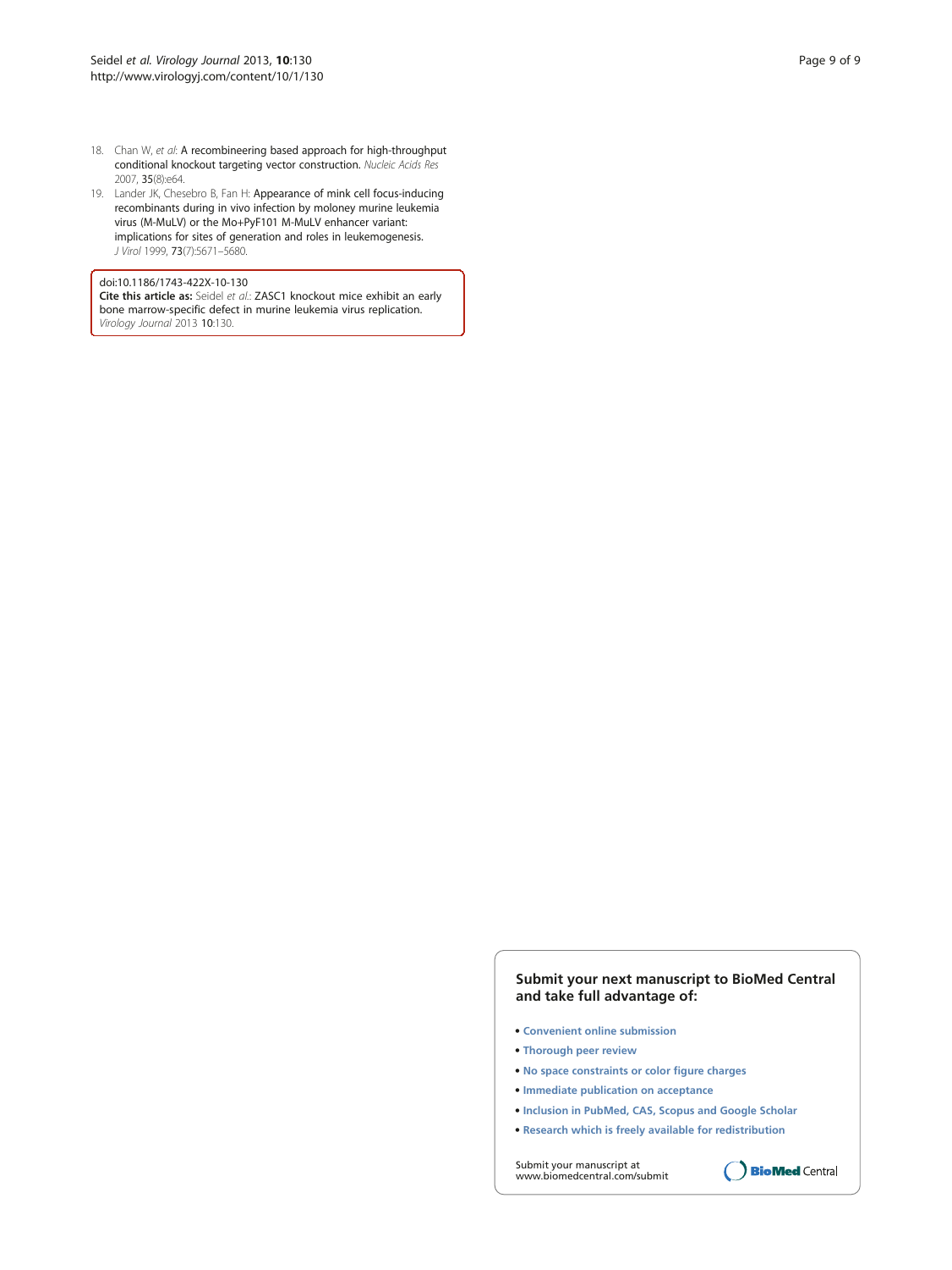18. Chan W, *et al*: A recombineering based approach for high-throughput conditional knockout targeting vector construction. *Nucleic Acids Res* 2007, **35**(8):e64.
19. Lander JK, Chesebro B, Fan H: Appearance of mink cell focus-inducing recombinants during in vivo infection by moloney murine leukemia virus (M-MuLV) or the Mo+PyF101 M-MuLV enhancer variant: implications for sites of generation and roles in leukemogenesis. *J Virol* 1999, **73**(7):5671–5680.

doi:10.1186/1743-422X-10-130
**Cite this article as:** Seidel *et al.*: ZASC1 knockout mice exhibit an early bone marrow-specific defect in murine leukemia virus replication. *Virology Journal* 2013 **10**:130.

**Submit your next manuscript to BioMed Central and take full advantage of:**

- **Convenient online submission**
- **Thorough peer review**
- **No space constraints or color figure charges**
- **Immediate publication on acceptance**
- **Inclusion in PubMed, CAS, Scopus and Google Scholar**
- **Research which is freely available for redistribution**

Submit your manuscript at
www.biomedcentral.com/submit

BioMed Central